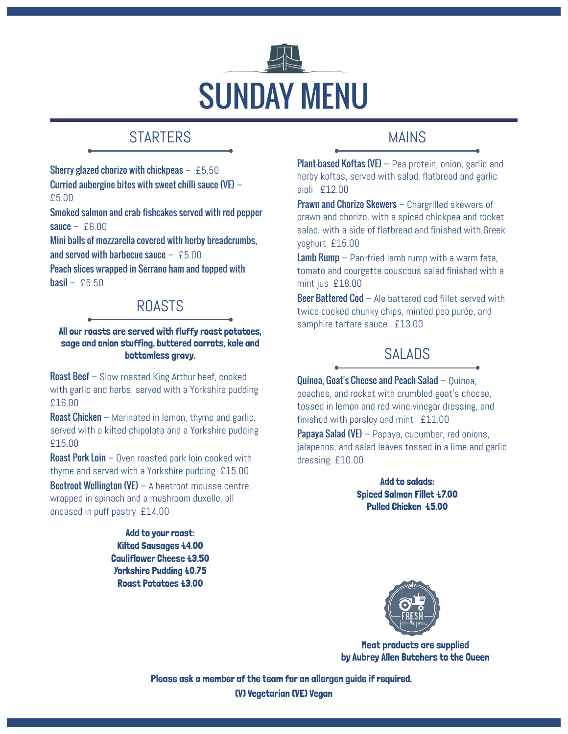# SUNDAY MENU

## STARTERS

**Sherry glazed chorizo with chickpeas** – £5.50

**Curried aubergine bites with sweet chilli sauce (VE)** – £5.00

**Smoked salmon and crab fishcakes served with red pepper sauce** – £6.00

**Mini balls of mozzarella covered with herby breadcrumbs, and served with barbecue sauce** – £5.00

**Peach slices wrapped in Serrano ham and topped with basil** – £5.50

## ROASTS

**All our roasts are served with fluffy roast potatoes, sage and onion stuffing, buttered carrots, kale and bottomless gravy.**

**Roast Beef** – Slow roasted King Arthur beef, cooked with garlic and herbs, served with a Yorkshire pudding £16.00

**Roast Chicken** – Marinated in lemon, thyme and garlic, served with a kilted chipolata and a Yorkshire pudding £15.00

**Roast Pork Loin** – Oven roasted pork loin cooked with thyme and served with a Yorkshire pudding £15.00

**Beetroot Wellington (VE)** – A beetroot mousse centre, wrapped in spinach and a mushroom duxelle, all encased in puff pastry £14.00

**Add to your roast:**
**Kilted Sausages £4.00**
**Cauliflower Cheese £3.50**
**Yorkshire Pudding £0.75**
**Roast Potatoes £3.00**

## MAINS

**Plant-based Koftas (VE)** – Pea protein, onion, garlic and herby koftas, served with salad, flatbread and garlic aioli £12.00

**Prawn and Chorizo Skewers** – Chargrilled skewers of prawn and chorizo, with a spiced chickpea and rocket salad, with a side of flatbread and finished with Greek yoghurt £15.00

**Lamb Rump** – Pan-fried lamb rump with a warm feta, tomato and courgette couscous salad finished with a mint jus £18.00

**Beer Battered Cod** – Ale battered cod fillet served with twice cooked chunky chips, minted pea purée, and samphire tartare sauce £13.00

## SALADS

**Quinoa, Goat's Cheese and Peach Salad** – Quinoa, peaches, and rocket with crumbled goat's cheese, tossed in lemon and red wine vinegar dressing, and finished with parsley and mint £11.00

**Papaya Salad (VE)** – Papaya, cucumber, red onions, jalapenos, and salad leaves tossed in a lime and garlic dressing £10.00

**Add to salads:**
**Spiced Salmon Fillet £7.00**
**Pulled Chicken £5.00**

**Meat products are supplied by Aubrey Allen Butchers to the Queen**

**Please ask a member of the team for an allergen guide if required.**
**(V) Vegetarian (VE) Vegan**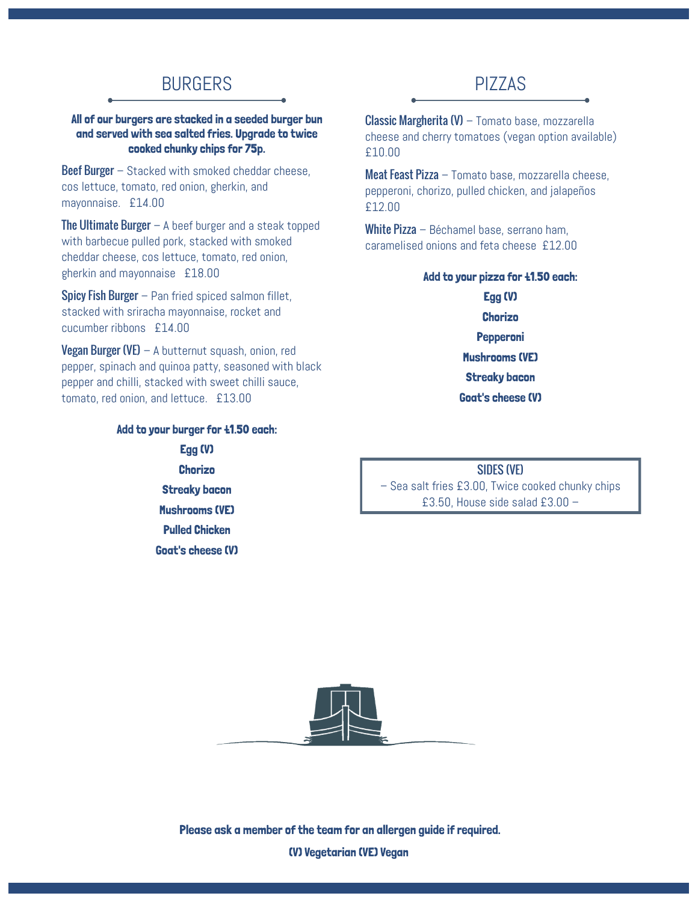## BURGERS

**All of our burgers are stacked in a seeded burger bun and served with sea salted fries. Upgrade to twice cooked chunky chips for 75p.**

**Beef Burger** – Stacked with smoked cheddar cheese, cos lettuce, tomato, red onion, gherkin, and mayonnaise. £14.00

**The Ultimate Burger** – A beef burger and a steak topped with barbecue pulled pork, stacked with smoked cheddar cheese, cos lettuce, tomato, red onion, gherkin and mayonnaise £18.00

**Spicy Fish Burger** – Pan fried spiced salmon fillet, stacked with sriracha mayonnaise, rocket and cucumber ribbons £14.00

**Vegan Burger (VE)** – A butternut squash, onion, red pepper, spinach and quinoa patty, seasoned with black pepper and chilli, stacked with sweet chilli sauce, tomato, red onion, and lettuce. £13.00

**Add to your burger for £1.50 each:**

**Egg (V)**

**Chorizo**

**Streaky bacon**

**Mushrooms (VE)**

**Pulled Chicken**

**Goat's cheese (V)**

## PIZZAS

**Classic Margherita (V)** – Tomato base, mozzarella cheese and cherry tomatoes (vegan option available) £10.00

**Meat Feast Pizza** – Tomato base, mozzarella cheese, pepperoni, chorizo, pulled chicken, and jalapeños £12.00

**White Pizza** – Béchamel base, serrano ham, caramelised onions and feta cheese £12.00

**Add to your pizza for £1.50 each:**

**Egg (V)**

**Chorizo**

**Pepperoni**

**Mushrooms (VE)**

**Streaky bacon**

**Goat's cheese (V)**

**SIDES (VE)**

– Sea salt fries £3.00, Twice cooked chunky chips £3.50, House side salad £3.00 –

**Please ask a member of the team for an allergen guide if required.**

**(V) Vegetarian (VE) Vegan**